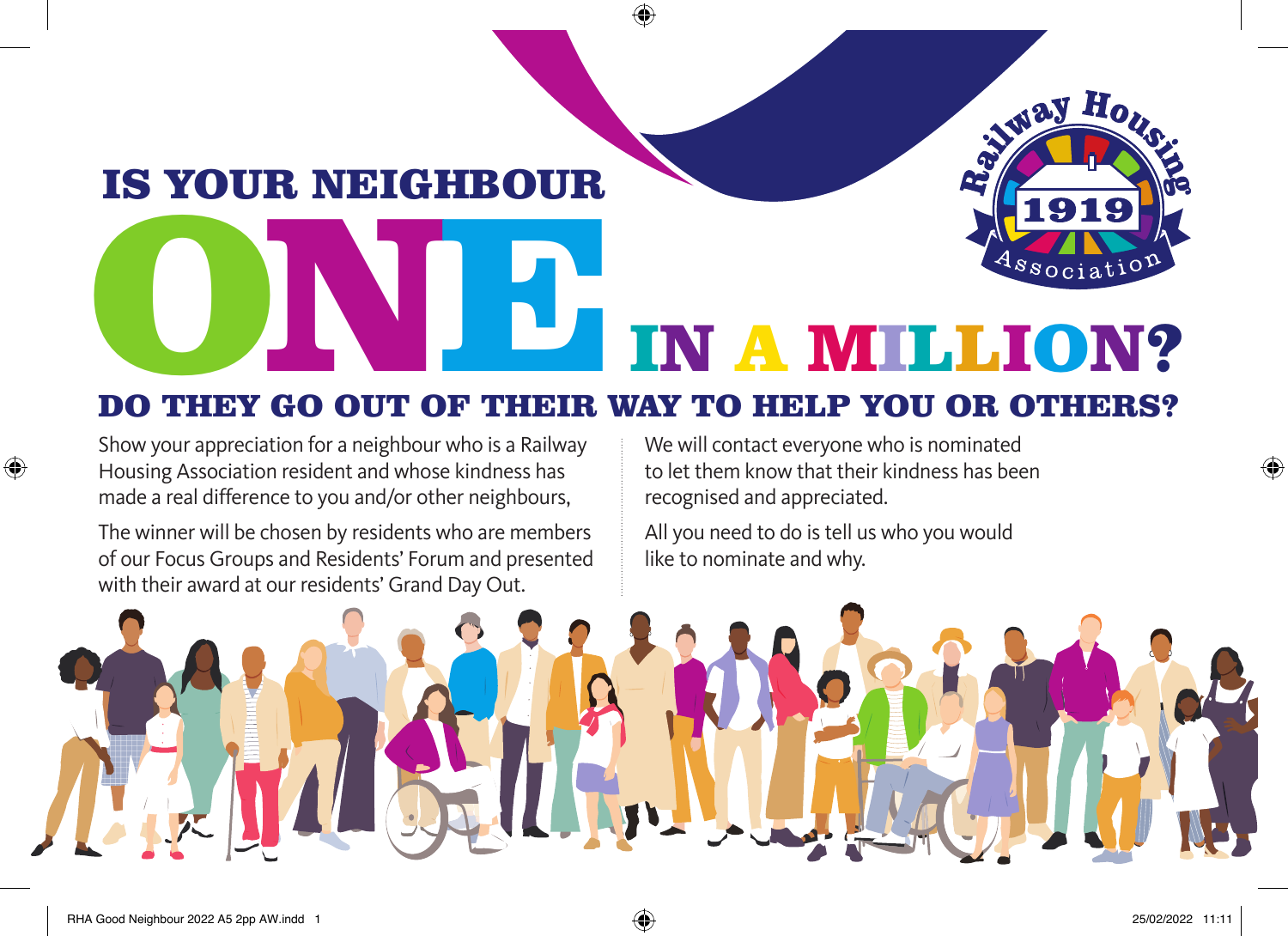# IS YOUR NEIGHBOUR ONE IN A MILLION?

Railway Housing 1919 Association

## DO THEY GO OUT OF THEIR WAY TO HELP YOU OR OTHERS?

Show your appreciation for a neighbour who is a Railway Housing Association resident and whose kindness has made a real difference to you and/or other neighbours,

The winner will be chosen by residents who are members of our Focus Groups and Residents' Forum and presented with their award at our residents' Grand Day Out.

We will contact everyone who is nominated to let them know that their kindness has been recognised and appreciated.

All you need to do is tell us who you would like to nominate and why.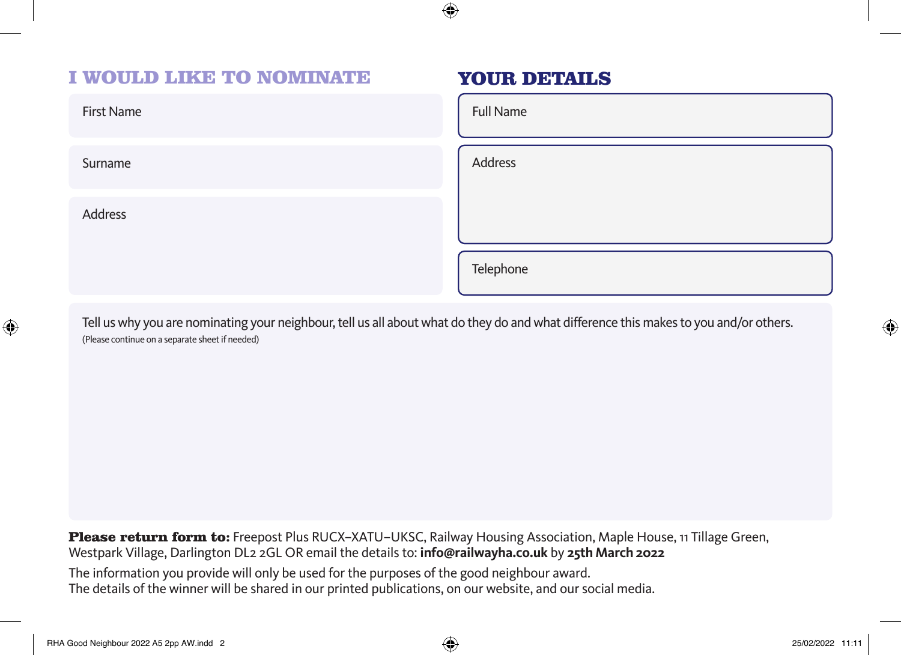## I WOULD LIKE TO NOMINATE

First Name

Surname

Address

## YOUR DETAILS

Full Name

Address

Telephone

Tell us why you are nominating your neighbour, tell us all about what do they do and what difference this makes to you and/or others.

(Please continue on a separate sheet if needed)

**Please return form to:** Freepost Plus RUCX–XATU–UKSC, Railway Housing Association, Maple House, 11 Tillage Green, Westpark Village, Darlington DL2 2GL OR email the details to: **info@railwayha.co.uk** by **25th March 2022**

The information you provide will only be used for the purposes of the good neighbour award.
The details of the winner will be shared in our printed publications, on our website, and our social media.